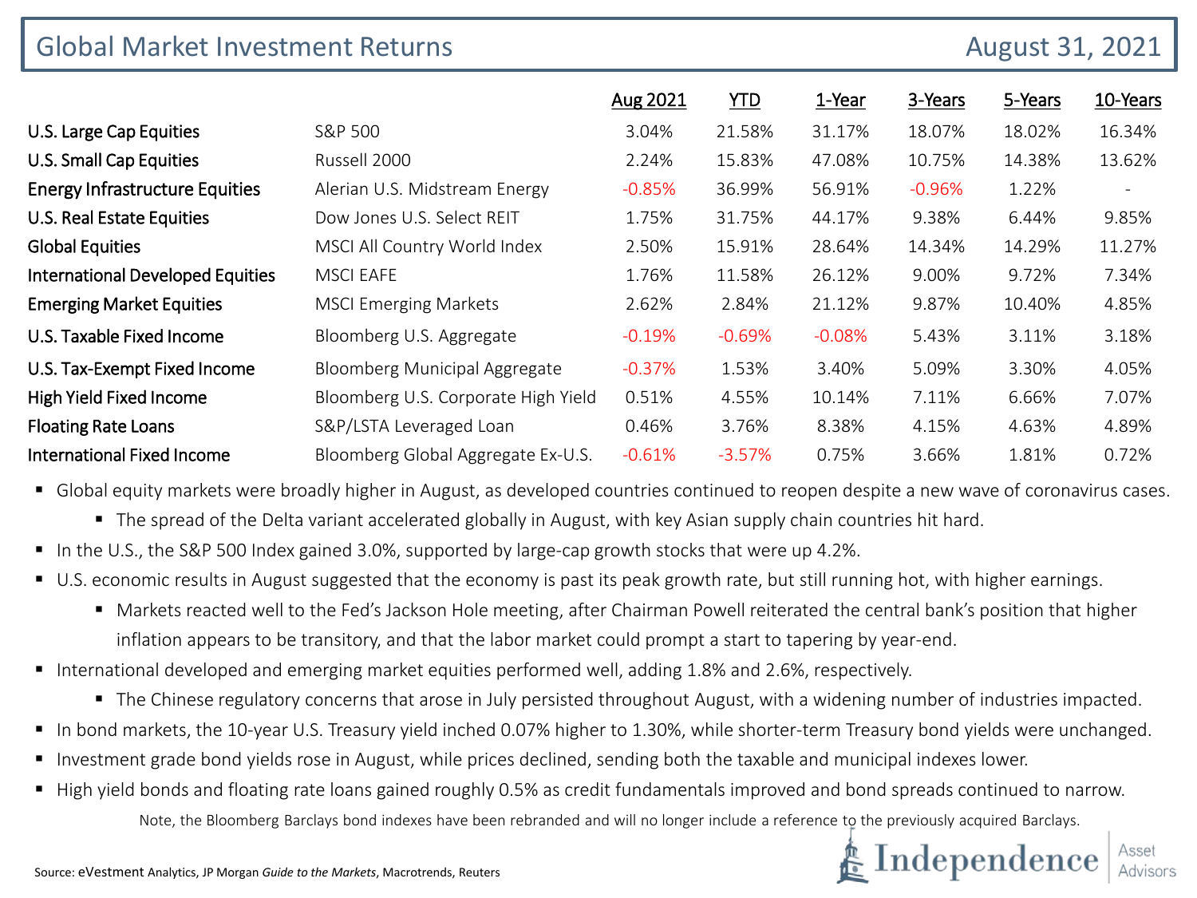# Global Market Investment Returns

August 31, 2021

| | | Aug 2021 | YTD | 1-Year | 3-Years | 5-Years | 10-Years |
|---|---|---|---|---|---|---|---|
| U.S. Large Cap Equities | S&P 500 | 3.04% | 21.58% | 31.17% | 18.07% | 18.02% | 16.34% |
| U.S. Small Cap Equities | Russell 2000 | 2.24% | 15.83% | 47.08% | 10.75% | 14.38% | 13.62% |
| Energy Infrastructure Equities | Alerian U.S. Midstream Energy | -0.85% | 36.99% | 56.91% | -0.96% | 1.22% | - |
| U.S. Real Estate Equities | Dow Jones U.S. Select REIT | 1.75% | 31.75% | 44.17% | 9.38% | 6.44% | 9.85% |
| Global Equities | MSCI All Country World Index | 2.50% | 15.91% | 28.64% | 14.34% | 14.29% | 11.27% |
| International Developed Equities | MSCI EAFE | 1.76% | 11.58% | 26.12% | 9.00% | 9.72% | 7.34% |
| Emerging Market Equities | MSCI Emerging Markets | 2.62% | 2.84% | 21.12% | 9.87% | 10.40% | 4.85% |
| U.S. Taxable Fixed Income | Bloomberg U.S. Aggregate | -0.19% | -0.69% | -0.08% | 5.43% | 3.11% | 3.18% |
| U.S. Tax-Exempt Fixed Income | Bloomberg Municipal Aggregate | -0.37% | 1.53% | 3.40% | 5.09% | 3.30% | 4.05% |
| High Yield Fixed Income | Bloomberg U.S. Corporate High Yield | 0.51% | 4.55% | 10.14% | 7.11% | 6.66% | 7.07% |
| Floating Rate Loans | S&P/LSTA Leveraged Loan | 0.46% | 3.76% | 8.38% | 4.15% | 4.63% | 4.89% |
| International Fixed Income | Bloomberg Global Aggregate Ex-U.S. | -0.61% | -3.57% | 0.75% | 3.66% | 1.81% | 0.72% |

- Global equity markets were broadly higher in August, as developed countries continued to reopen despite a new wave of coronavirus cases.
  - The spread of the Delta variant accelerated globally in August, with key Asian supply chain countries hit hard.
- In the U.S., the S&P 500 Index gained 3.0%, supported by large-cap growth stocks that were up 4.2%.
- U.S. economic results in August suggested that the economy is past its peak growth rate, but still running hot, with higher earnings.
  - Markets reacted well to the Fed's Jackson Hole meeting, after Chairman Powell reiterated the central bank's position that higher inflation appears to be transitory, and that the labor market could prompt a start to tapering by year-end.
- International developed and emerging market equities performed well, adding 1.8% and 2.6%, respectively.
  - The Chinese regulatory concerns that arose in July persisted throughout August, with a widening number of industries impacted.
- In bond markets, the 10-year U.S. Treasury yield inched 0.07% higher to 1.30%, while shorter-term Treasury bond yields were unchanged.
- Investment grade bond yields rose in August, while prices declined, sending both the taxable and municipal indexes lower.
- High yield bonds and floating rate loans gained roughly 0.5% as credit fundamentals improved and bond spreads continued to narrow.

Note, the Bloomberg Barclays bond indexes have been rebranded and will no longer include a reference to the previously acquired Barclays.

Source: eVestment Analytics, JP Morgan *Guide to the Markets*, Macrotrends, Reuters

Independence | Asset Advisors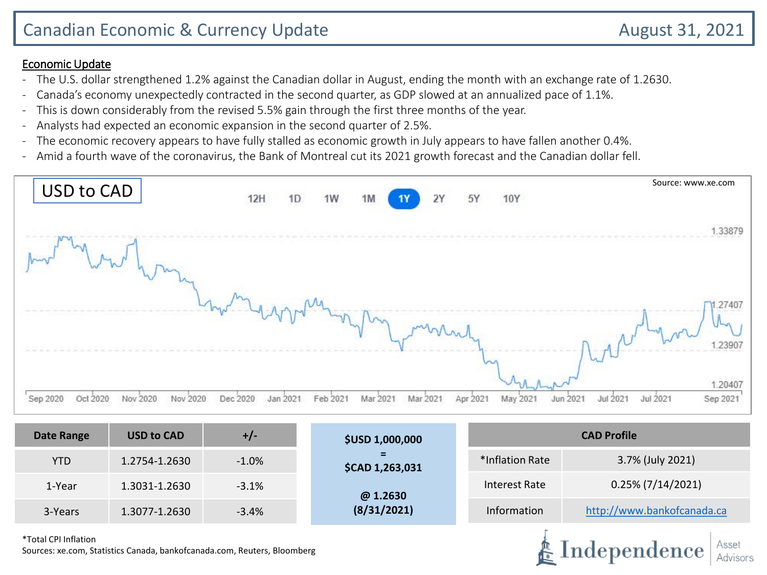# Canadian Economic & Currency Update

August 31, 2021

## Economic Update

- The U.S. dollar strengthened 1.2% against the Canadian dollar in August, ending the month with an exchange rate of 1.2630.
- Canada's economy unexpectedly contracted in the second quarter, as GDP slowed at an annualized pace of 1.1%.
- This is down considerably from the revised 5.5% gain through the first three months of the year.
- Analysts had expected an economic expansion in the second quarter of 2.5%.
- The economic recovery appears to have fully stalled as economic growth in July appears to have fallen another 0.4%.
- Amid a fourth wave of the coronavirus, the Bank of Montreal cut its 2021 growth forecast and the Canadian dollar fell.

USD to CAD

Source: www.xe.com

12H 1D 1W 1M 1Y 2Y 5Y 10Y

1.33879
1.27407
1.23907
1.20407

Sep 2020 Oct 2020 Nov 2020 Nov 2020 Dec 2020 Jan 2021 Feb 2021 Mar 2021 Mar 2021 Apr 2021 May 2021 Jun 2021 Jul 2021 Jul 2021 Sep 2021

| Date Range | USD to CAD | +/- |
|---|---|---|
| YTD | 1.2754-1.2630 | -1.0% |
| 1-Year | 1.3031-1.2630 | -3.1% |
| 3-Years | 1.3077-1.2630 | -3.4% |

**$USD 1,000,000**
**=**
**$CAD 1,263,031**

**@ 1.2630**
**(8/31/2021)**

| CAD Profile | |
|---|---|
| *Inflation Rate | 3.7% (July 2021) |
| Interest Rate | 0.25% (7/14/2021) |
| Information | http://www.bankofcanada.ca |

*Total CPI Inflation

Sources: xe.com, Statistics Canada, bankofcanada.com, Reuters, Bloomberg

Independence Asset Advisors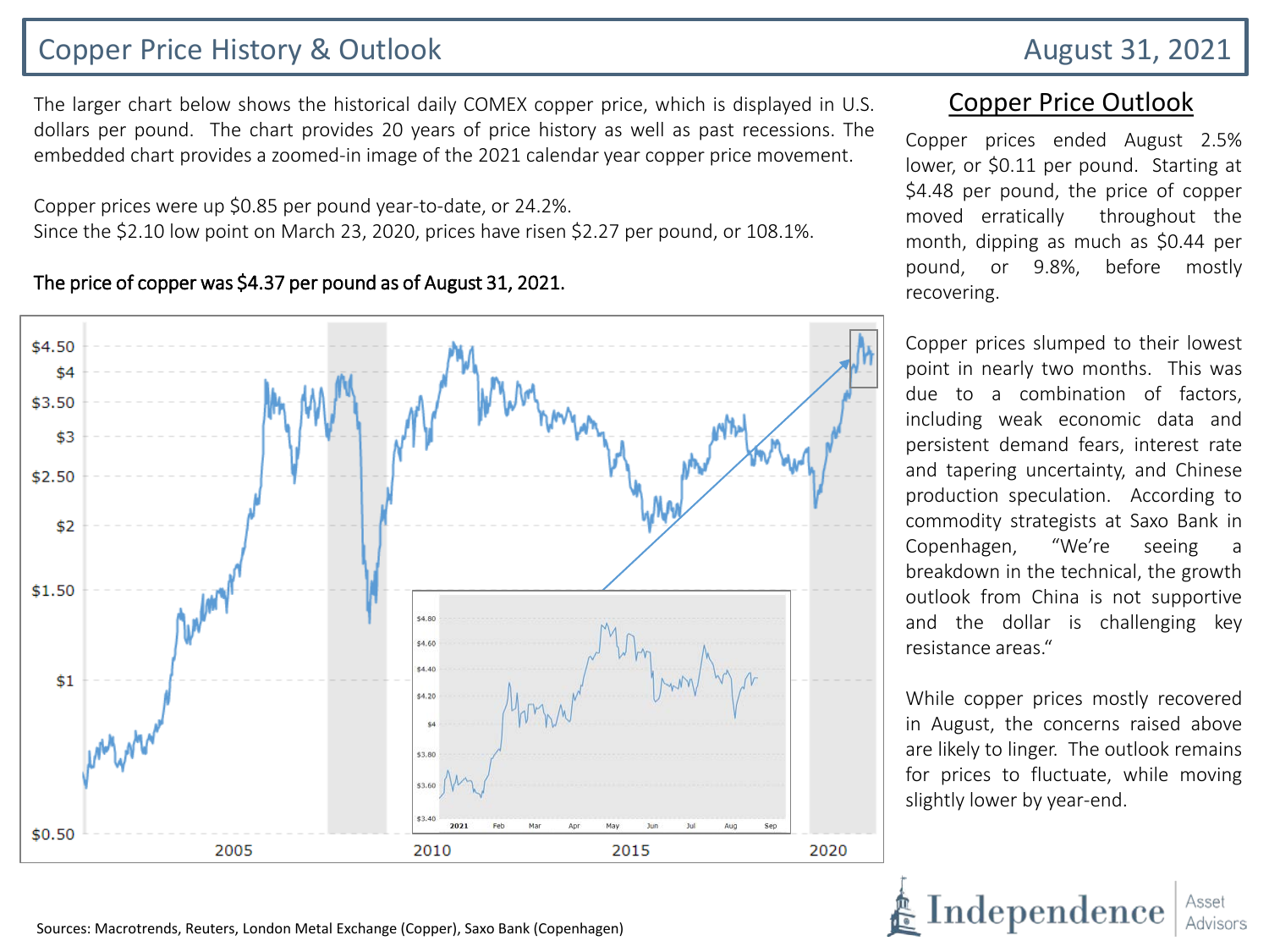# Copper Price History & Outlook

August 31, 2021

The larger chart below shows the historical daily COMEX copper price, which is displayed in U.S. dollars per pound. The chart provides 20 years of price history as well as past recessions. The embedded chart provides a zoomed-in image of the 2021 calendar year copper price movement.

Copper prices were up $0.85 per pound year-to-date, or 24.2%.
Since the $2.10 low point on March 23, 2020, prices have risen $2.27 per pound, or 108.1%.

**The price of copper was $4.37 per pound as of August 31, 2021.**

## Copper Price Outlook

Copper prices ended August 2.5% lower, or $0.11 per pound. Starting at $4.48 per pound, the price of copper moved erratically throughout the month, dipping as much as $0.44 per pound, or 9.8%, before mostly recovering.

Copper prices slumped to their lowest point in nearly two months. This was due to a combination of factors, including weak economic data and persistent demand fears, interest rate and tapering uncertainty, and Chinese production speculation. According to commodity strategists at Saxo Bank in Copenhagen, "We're seeing a breakdown in the technical, the growth outlook from China is not supportive and the dollar is challenging key resistance areas."

While copper prices mostly recovered in August, the concerns raised above are likely to linger. The outlook remains for prices to fluctuate, while moving slightly lower by year-end.

Sources: Macrotrends, Reuters, London Metal Exchange (Copper), Saxo Bank (Copenhagen)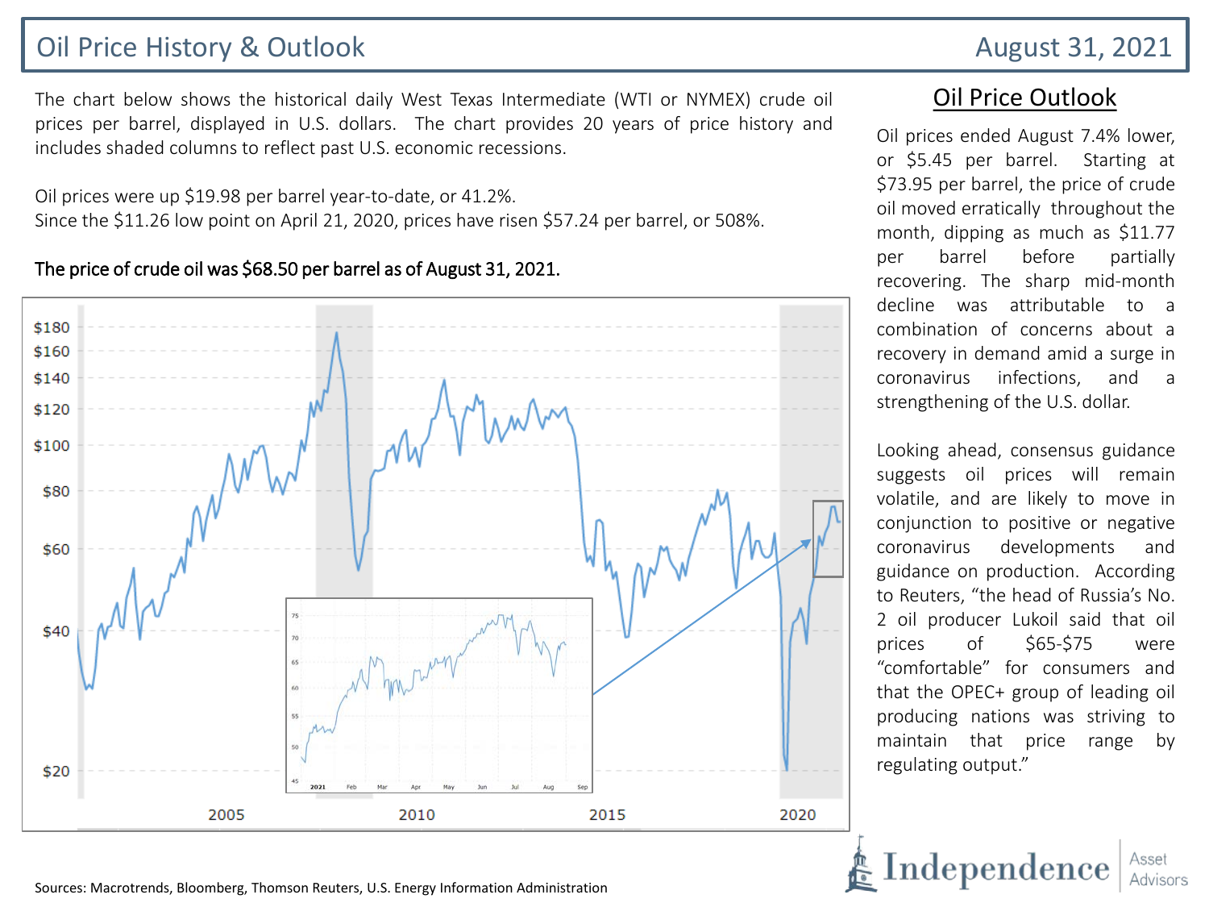# Oil Price History & Outlook

August 31, 2021

The chart below shows the historical daily West Texas Intermediate (WTI or NYMEX) crude oil prices per barrel, displayed in U.S. dollars. The chart provides 20 years of price history and includes shaded columns to reflect past U.S. economic recessions.

Oil prices were up $19.98 per barrel year-to-date, or 41.2%.
Since the $11.26 low point on April 21, 2020, prices have risen $57.24 per barrel, or 508%.

**The price of crude oil was $68.50 per barrel as of August 31, 2021.**

$180
$160
$140
$120
$100
$80
$60
$40
$20
2005
2010
2015
2020

75
70
65
60
55
50
45
2021
Feb
Mar
Apr
May
Jun
Jul
Aug
Sep

## Oil Price Outlook

Oil prices ended August 7.4% lower, or $5.45 per barrel. Starting at $73.95 per barrel, the price of crude oil moved erratically throughout the month, dipping as much as $11.77 per barrel before partially recovering. The sharp mid-month decline was attributable to a combination of concerns about a recovery in demand amid a surge in coronavirus infections, and a strengthening of the U.S. dollar.

Looking ahead, consensus guidance suggests oil prices will remain volatile, and are likely to move in conjunction to positive or negative coronavirus developments and guidance on production. According to Reuters, "the head of Russia's No. 2 oil producer Lukoil said that oil prices of $65-$75 were "comfortable" for consumers and that the OPEC+ group of leading oil producing nations was striving to maintain that price range by regulating output."

Sources: Macrotrends, Bloomberg, Thomson Reuters, U.S. Energy Information Administration

Independence | Asset Advisors